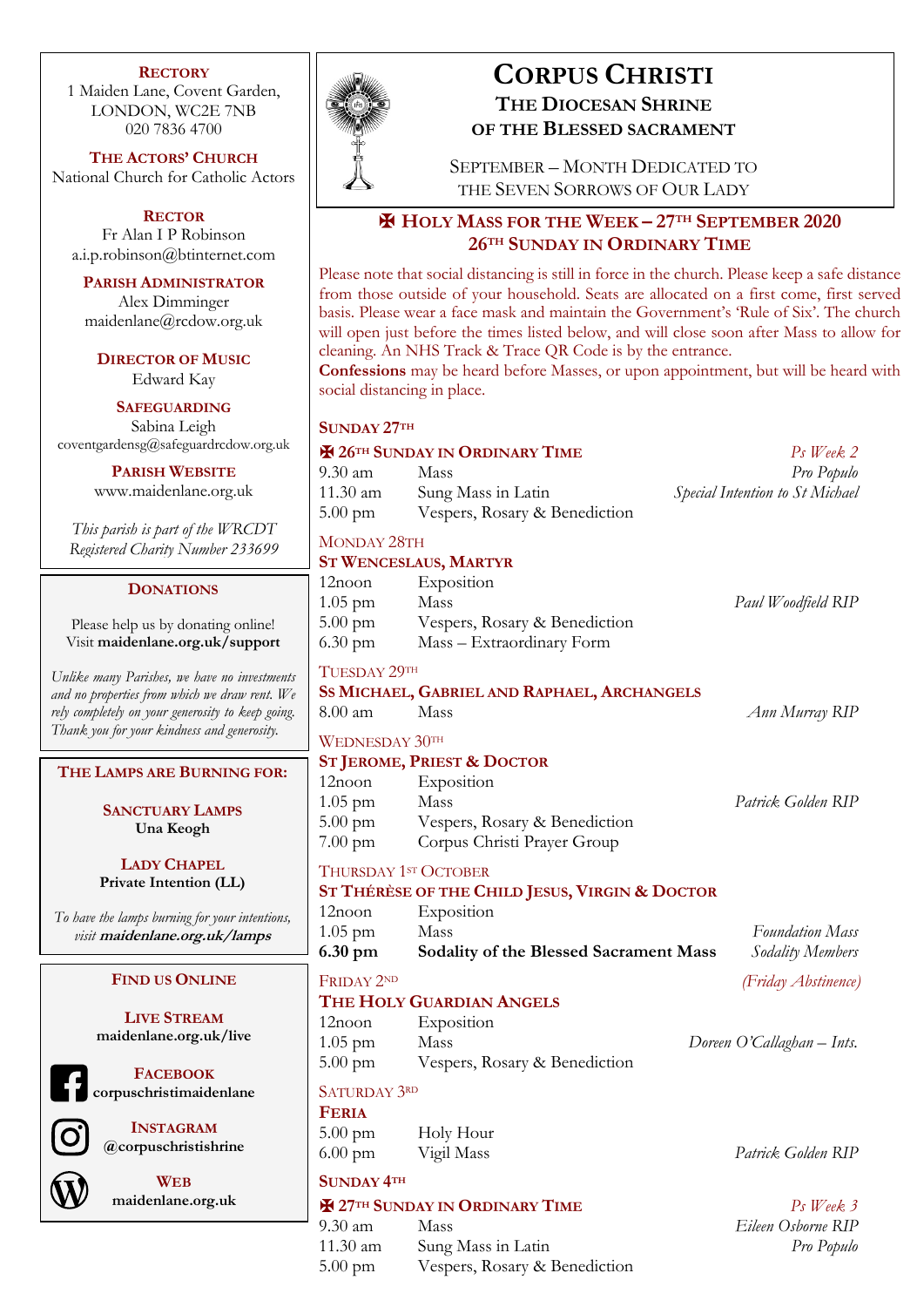# CORPUS CHRISTI

## THE DIOCESAN SHRINE OF THE BLESSED SACRAMENT

SEPTEMBER – MONTH DEDICATED TO THE SEVEN SORROWS OF OUR LADY

**RECTORY**
1 Maiden Lane, Covent Garden, LONDON, WC2E 7NB
020 7836 4700

**THE ACTORS' CHURCH**
National Church for Catholic Actors

**RECTOR**
Fr Alan I P Robinson
a.i.p.robinson@btinternet.com

**PARISH ADMINISTRATOR**
Alex Dimminger
maidenlane@rcdow.org.uk

**DIRECTOR OF MUSIC**
Edward Kay

**SAFEGUARDING**
Sabina Leigh
coventgardensg@safeguardrcdow.org.uk

**PARISH WEBSITE**
www.maidenlane.org.uk

*This parish is part of the WRCDT Registered Charity Number 233699*

**DONATIONS**

Please help us by donating online!
Visit **maidenlane.org.uk/support**

*Unlike many Parishes, we have no investments and no properties from which we draw rent. We rely completely on your generosity to keep going. Thank you for your kindness and generosity.*

**THE LAMPS ARE BURNING FOR:**

**SANCTUARY LAMPS**
**Una Keogh**

**LADY CHAPEL**
**Private Intention (LL)**

*To have the lamps burning for your intentions, visit* ***maidenlane.org.uk/lamps***

**FIND US ONLINE**

**LIVE STREAM**
**maidenlane.org.uk/live**

**FACEBOOK**
**corpuschristimaidenlane**

**INSTAGRAM**
**@corpuschristishrine**

**WEB**
**maidenlane.org.uk**

## ✠ HOLY MASS FOR THE WEEK – 27TH SEPTEMBER 2020
## 26TH SUNDAY IN ORDINARY TIME

Please note that social distancing is still in force in the church. Please keep a safe distance from those outside of your household. Seats are allocated on a first come, first served basis. Please wear a face mask and maintain the Government's 'Rule of Six'. The church will open just before the times listed below, and will close soon after Mass to allow for cleaning. An NHS Track & Trace QR Code is by the entrance.
**Confessions** may be heard before Masses, or upon appointment, but will be heard with social distancing in place.

### SUNDAY 27TH

**✠ 26TH SUNDAY IN ORDINARY TIME** — *Ps Week 2*

| | | |
|---|---|---|
| 9.30 am | Mass | *Pro Populo* |
| 11.30 am | Sung Mass in Latin | *Special Intention to St Michael* |
| 5.00 pm | Vespers, Rosary & Benediction | |

### MONDAY 28TH

**ST WENCESLAUS, MARTYR**

| | | |
|---|---|---|
| 12noon | Exposition | |
| 1.05 pm | Mass | *Paul Woodfield RIP* |
| 5.00 pm | Vespers, Rosary & Benediction | |
| 6.30 pm | Mass – Extraordinary Form | |

### TUESDAY 29TH

**SS MICHAEL, GABRIEL AND RAPHAEL, ARCHANGELS**

| | | |
|---|---|---|
| 8.00 am | Mass | *Ann Murray RIP* |

### WEDNESDAY 30TH

**ST JEROME, PRIEST & DOCTOR**

| | | |
|---|---|---|
| 12noon | Exposition | |
| 1.05 pm | Mass | *Patrick Golden RIP* |
| 5.00 pm | Vespers, Rosary & Benediction | |
| 7.00 pm | Corpus Christi Prayer Group | |

### THURSDAY 1ST OCTOBER

**ST THÉRÈSE OF THE CHILD JESUS, VIRGIN & DOCTOR**

| | | |
|---|---|---|
| 12noon | Exposition | |
| 1.05 pm | Mass | *Foundation Mass* |
| **6.30 pm** | **Sodality of the Blessed Sacrament Mass** | *Sodality Members* |

### FRIDAY 2ND — *(Friday Abstinence)*

**THE HOLY GUARDIAN ANGELS**

| | | |
|---|---|---|
| 12noon | Exposition | |
| 1.05 pm | Mass | *Doreen O'Callaghan – Ints.* |
| 5.00 pm | Vespers, Rosary & Benediction | |

### SATURDAY 3RD

**FERIA**

| | | |
|---|---|---|
| 5.00 pm | Holy Hour | |
| 6.00 pm | Vigil Mass | *Patrick Golden RIP* |

### SUNDAY 4TH

**✠ 27TH SUNDAY IN ORDINARY TIME** — *Ps Week 3*

| | | |
|---|---|---|
| 9.30 am | Mass | *Eileen Osborne RIP* |
| 11.30 am | Sung Mass in Latin | *Pro Populo* |
| 5.00 pm | Vespers, Rosary & Benediction | |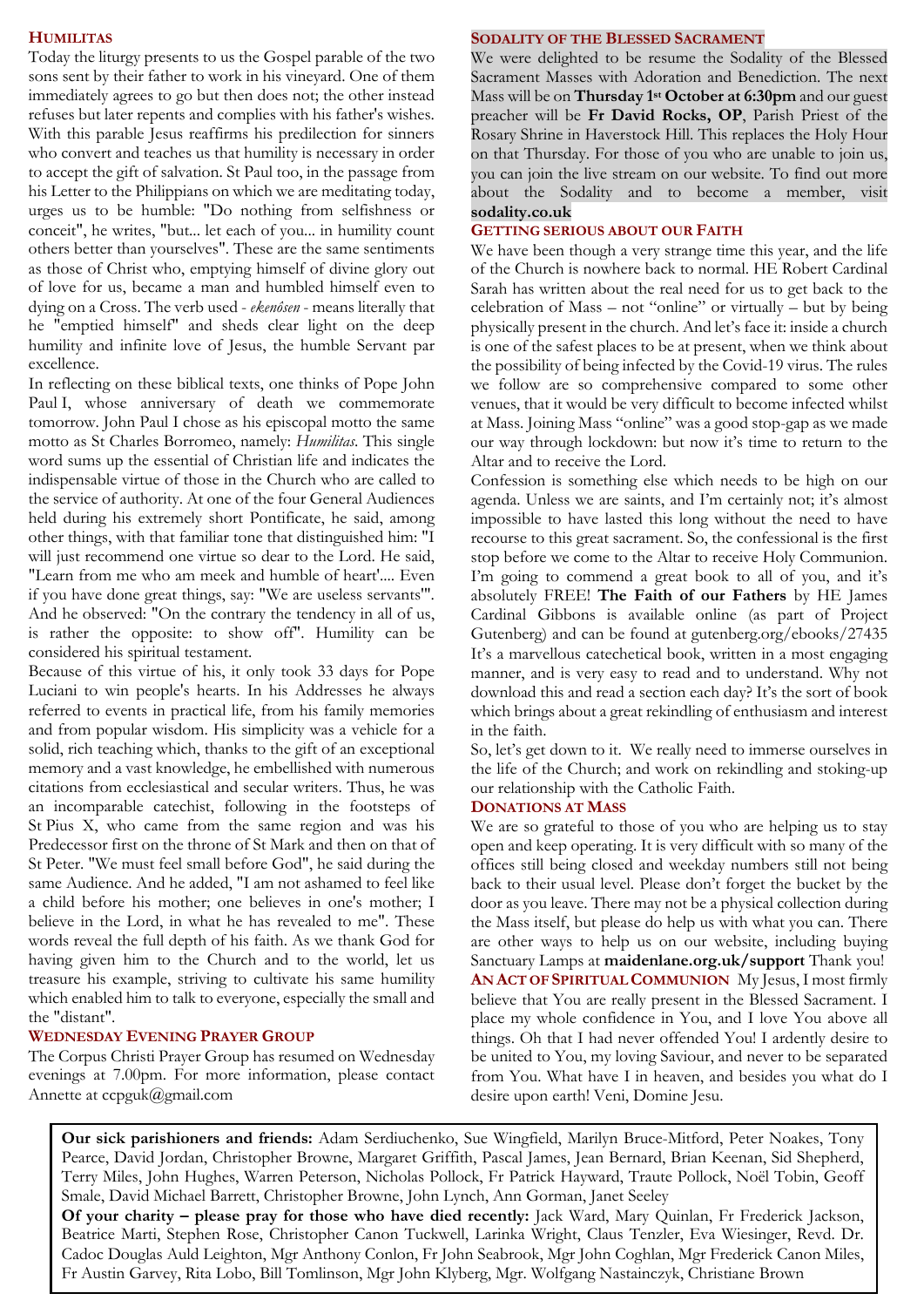## Humilitas

Today the liturgy presents to us the Gospel parable of the two sons sent by their father to work in his vineyard. One of them immediately agrees to go but then does not; the other instead refuses but later repents and complies with his father's wishes. With this parable Jesus reaffirms his predilection for sinners who convert and teaches us that humility is necessary in order to accept the gift of salvation. St Paul too, in the passage from his Letter to the Philippians on which we are meditating today, urges us to be humble: "Do nothing from selfishness or conceit", he writes, "but... let each of you... in humility count others better than yourselves". These are the same sentiments as those of Christ who, emptying himself of divine glory out of love for us, became a man and humbled himself even to dying on a Cross. The verb used - *ekenôsen* - means literally that he "emptied himself" and sheds clear light on the deep humility and infinite love of Jesus, the humble Servant par excellence.

In reflecting on these biblical texts, one thinks of Pope John Paul I, whose anniversary of death we commemorate tomorrow. John Paul I chose as his episcopal motto the same motto as St Charles Borromeo, namely: *Humilitas*. This single word sums up the essential of Christian life and indicates the indispensable virtue of those in the Church who are called to the service of authority. At one of the four General Audiences held during his extremely short Pontificate, he said, among other things, with that familiar tone that distinguished him: "I will just recommend one virtue so dear to the Lord. He said, "Learn from me who am meek and humble of heart'.... Even if you have done great things, say: "We are useless servants'". And he observed: "On the contrary the tendency in all of us, is rather the opposite: to show off". Humility can be considered his spiritual testament.

Because of this virtue of his, it only took 33 days for Pope Luciani to win people's hearts. In his Addresses he always referred to events in practical life, from his family memories and from popular wisdom. His simplicity was a vehicle for a solid, rich teaching which, thanks to the gift of an exceptional memory and a vast knowledge, he embellished with numerous citations from ecclesiastical and secular writers. Thus, he was an incomparable catechist, following in the footsteps of St Pius X, who came from the same region and was his Predecessor first on the throne of St Mark and then on that of St Peter. "We must feel small before God", he said during the same Audience. And he added, "I am not ashamed to feel like a child before his mother; one believes in one's mother; I believe in the Lord, in what he has revealed to me". These words reveal the full depth of his faith. As we thank God for having given him to the Church and to the world, let us treasure his example, striving to cultivate his same humility which enabled him to talk to everyone, especially the small and the "distant".

## Wednesday Evening Prayer Group

The Corpus Christi Prayer Group has resumed on Wednesday evenings at 7.00pm. For more information, please contact Annette at ccpguk@gmail.com

## Sodality of the Blessed Sacrament

We were delighted to be resume the Sodality of the Blessed Sacrament Masses with Adoration and Benediction. The next Mass will be on **Thursday 1st October at 6:30pm** and our guest preacher will be **Fr David Rocks, OP**, Parish Priest of the Rosary Shrine in Haverstock Hill. This replaces the Holy Hour on that Thursday. For those of you who are unable to join us, you can join the live stream on our website. To find out more about the Sodality and to become a member, visit **sodality.co.uk**

## Getting serious about our Faith

We have been though a very strange time this year, and the life of the Church is nowhere back to normal. HE Robert Cardinal Sarah has written about the real need for us to get back to the celebration of Mass – not "online" or virtually – but by being physically present in the church. And let's face it: inside a church is one of the safest places to be at present, when we think about the possibility of being infected by the Covid-19 virus. The rules we follow are so comprehensive compared to some other venues, that it would be very difficult to become infected whilst at Mass. Joining Mass "online" was a good stop-gap as we made our way through lockdown: but now it's time to return to the Altar and to receive the Lord.

Confession is something else which needs to be high on our agenda. Unless we are saints, and I'm certainly not; it's almost impossible to have lasted this long without the need to have recourse to this great sacrament. So, the confessional is the first stop before we come to the Altar to receive Holy Communion. I'm going to commend a great book to all of you, and it's absolutely FREE! **The Faith of our Fathers** by HE James Cardinal Gibbons is available online (as part of Project Gutenberg) and can be found at gutenberg.org/ebooks/27435 It's a marvellous catechetical book, written in a most engaging manner, and is very easy to read and to understand. Why not download this and read a section each day? It's the sort of book which brings about a great rekindling of enthusiasm and interest in the faith.

So, let's get down to it. We really need to immerse ourselves in the life of the Church; and work on rekindling and stoking-up our relationship with the Catholic Faith.

## Donations at Mass

We are so grateful to those of you who are helping us to stay open and keep operating. It is very difficult with so many of the offices still being closed and weekday numbers still not being back to their usual level. Please don't forget the bucket by the door as you leave. There may not be a physical collection during the Mass itself, but please do help us with what you can. There are other ways to help us on our website, including buying Sanctuary Lamps at **maidenlane.org.uk/support** Thank you!

**An Act of Spiritual Communion** My Jesus, I most firmly believe that You are really present in the Blessed Sacrament. I place my whole confidence in You, and I love You above all things. Oh that I had never offended You! I ardently desire to be united to You, my loving Saviour, and never to be separated from You. What have I in heaven, and besides you what do I desire upon earth! Veni, Domine Jesu.

**Our sick parishioners and friends:** Adam Serdiuchenko, Sue Wingfield, Marilyn Bruce-Mitford, Peter Noakes, Tony Pearce, David Jordan, Christopher Browne, Margaret Griffith, Pascal James, Jean Bernard, Brian Keenan, Sid Shepherd, Terry Miles, John Hughes, Warren Peterson, Nicholas Pollock, Fr Patrick Hayward, Traute Pollock, Noël Tobin, Geoff Smale, David Michael Barrett, Christopher Browne, John Lynch, Ann Gorman, Janet Seeley

**Of your charity – please pray for those who have died recently:** Jack Ward, Mary Quinlan, Fr Frederick Jackson, Beatrice Marti, Stephen Rose, Christopher Canon Tuckwell, Larinka Wright, Claus Tenzler, Eva Wiesinger, Revd. Dr. Cadoc Douglas Auld Leighton, Mgr Anthony Conlon, Fr John Seabrook, Mgr John Coghlan, Mgr Frederick Canon Miles, Fr Austin Garvey, Rita Lobo, Bill Tomlinson, Mgr John Klyberg, Mgr. Wolfgang Nastainczyk, Christiane Brown